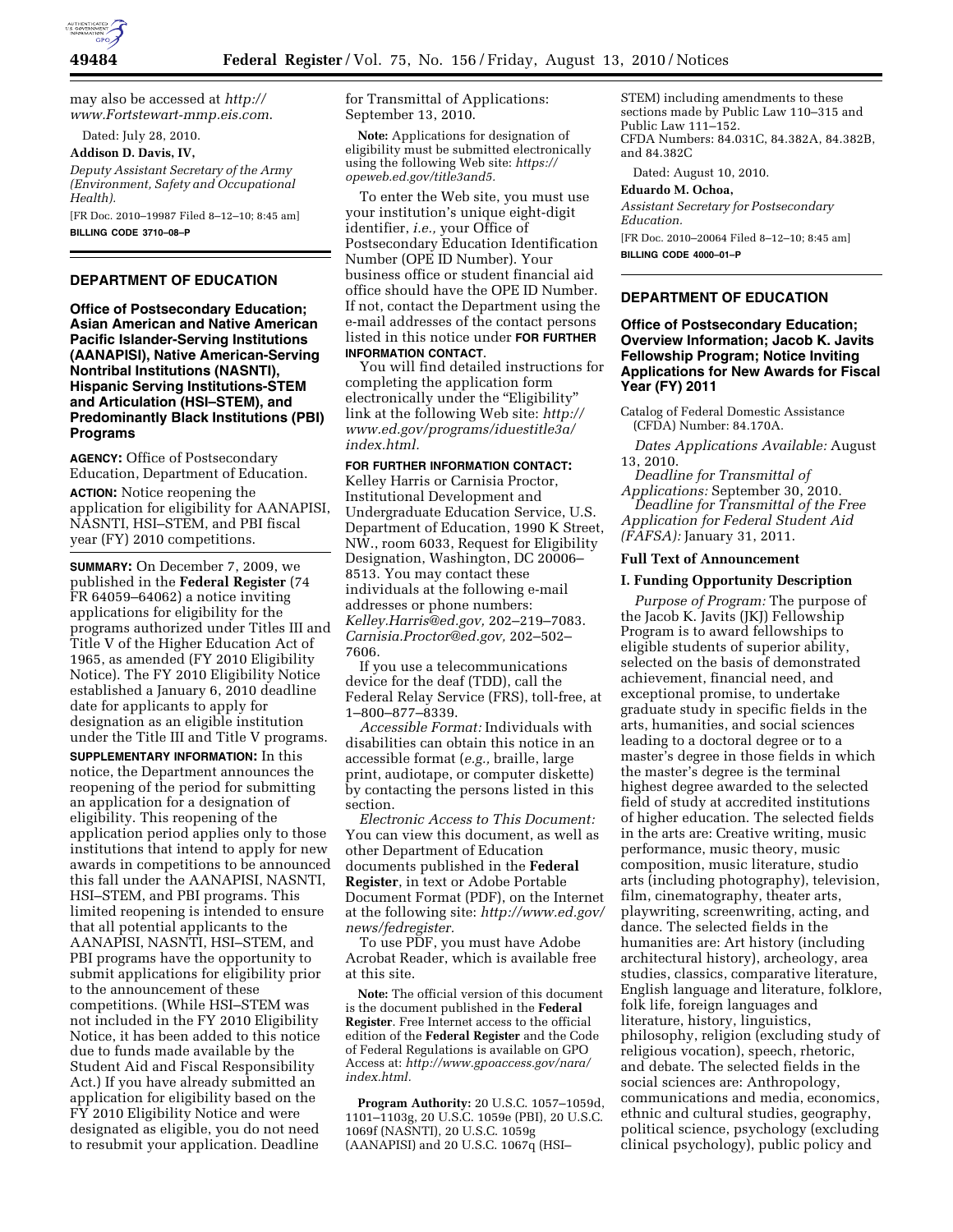may also be accessed at *http://www.Fortstewart-mmp.eis.com.*

Dated: July 28, 2010.

**Addison D. Davis, IV,**

*Deputy Assistant Secretary of the Army (Environment, Safety and Occupational Health).*

[FR Doc. 2010–19987 Filed 8–12–10; 8:45 am]

**BILLING CODE 3710–08–P**

---

## DEPARTMENT OF EDUCATION

### Office of Postsecondary Education; Asian American and Native American Pacific Islander-Serving Institutions (AANAPISI), Native American-Serving Nontribal Institutions (NASNTI), Hispanic Serving Institutions-STEM and Articulation (HSI–STEM), and Predominantly Black Institutions (PBI) Programs

**AGENCY:** Office of Postsecondary Education, Department of Education.

**ACTION:** Notice reopening the application for eligibility for AANAPISI, NASNTI, HSI–STEM, and PBI fiscal year (FY) 2010 competitions.

**SUMMARY:** On December 7, 2009, we published in the **Federal Register** (74 FR 64059–64062) a notice inviting applications for eligibility for the programs authorized under Titles III and Title V of the Higher Education Act of 1965, as amended (FY 2010 Eligibility Notice). The FY 2010 Eligibility Notice established a January 6, 2010 deadline date for applicants to apply for designation as an eligible institution under the Title III and Title V programs.

**SUPPLEMENTARY INFORMATION:** In this notice, the Department announces the reopening of the period for submitting an application for a designation of eligibility. This reopening of the application period applies only to those institutions that intend to apply for new awards in competitions to be announced this fall under the AANAPISI, NASNTI, HSI–STEM, and PBI programs. This limited reopening is intended to ensure that all potential applicants to the AANAPISI, NASNTI, HSI–STEM, and PBI programs have the opportunity to submit applications for eligibility prior to the announcement of these competitions. (While HSI–STEM was not included in the FY 2010 Eligibility Notice, it has been added to this notice due to funds made available by the Student Aid and Fiscal Responsibility Act.) If you have already submitted an application for eligibility based on the FY 2010 Eligibility Notice and were designated as eligible, you do not need to resubmit your application. Deadline for Transmittal of Applications: September 13, 2010.

**Note:** Applications for designation of eligibility must be submitted electronically using the following Web site: *https://opeweb.ed.gov/title3and5.*

To enter the Web site, you must use your institution's unique eight-digit identifier, *i.e.,* your Office of Postsecondary Education Identification Number (OPE ID Number). Your business office or student financial aid office should have the OPE ID Number. If not, contact the Department using the e-mail addresses of the contact persons listed in this notice under **FOR FURTHER INFORMATION CONTACT**.

You will find detailed instructions for completing the application form electronically under the "Eligibility" link at the following Web site: *http://www.ed.gov/programs/iduestitle3a/index.html.*

**FOR FURTHER INFORMATION CONTACT:** Kelley Harris or Carnisia Proctor, Institutional Development and Undergraduate Education Service, U.S. Department of Education, 1990 K Street, NW., room 6033, Request for Eligibility Designation, Washington, DC 20006–8513. You may contact these individuals at the following e-mail addresses or phone numbers: *Kelley.Harris@ed.gov,* 202–219–7083. *Carnisia.Proctor@ed.gov,* 202–502–7606.

If you use a telecommunications device for the deaf (TDD), call the Federal Relay Service (FRS), toll-free, at 1–800–877–8339.

*Accessible Format:* Individuals with disabilities can obtain this notice in an accessible format (*e.g.,* braille, large print, audiotape, or computer diskette) by contacting the persons listed in this section.

*Electronic Access to This Document:* You can view this document, as well as other Department of Education documents published in the **Federal Register**, in text or Adobe Portable Document Format (PDF), on the Internet at the following site: *http://www.ed.gov/news/fedregister.*

To use PDF, you must have Adobe Acrobat Reader, which is available free at this site.

**Note:** The official version of this document is the document published in the **Federal Register**. Free Internet access to the official edition of the **Federal Register** and the Code of Federal Regulations is available on GPO Access at: *http://www.gpoaccess.gov/nara/index.html.*

**Program Authority:** 20 U.S.C. 1057–1059d, 1101–1103g, 20 U.S.C. 1059e (PBI), 20 U.S.C. 1069f (NASNTI), 20 U.S.C. 1059g (AANAPISI) and 20 U.S.C. 1067q (HSI–STEM) including amendments to these sections made by Public Law 110–315 and Public Law 111–152.

CFDA Numbers: 84.031C, 84.382A, 84.382B, and 84.382C

Dated: August 10, 2010.

**Eduardo M. Ochoa,**

*Assistant Secretary for Postsecondary Education.*

[FR Doc. 2010–20064 Filed 8–12–10; 8:45 am]

**BILLING CODE 4000–01–P**

---

## DEPARTMENT OF EDUCATION

### Office of Postsecondary Education; Overview Information; Jacob K. Javits Fellowship Program; Notice Inviting Applications for New Awards for Fiscal Year (FY) 2011

Catalog of Federal Domestic Assistance (CFDA) Number: 84.170A.

*Dates Applications Available:* August 13, 2010.

*Deadline for Transmittal of Applications:* September 30, 2010.

*Deadline for Transmittal of the Free Application for Federal Student Aid (FAFSA):* January 31, 2011.

### Full Text of Announcement

#### I. Funding Opportunity Description

*Purpose of Program:* The purpose of the Jacob K. Javits (JKJ) Fellowship Program is to award fellowships to eligible students of superior ability, selected on the basis of demonstrated achievement, financial need, and exceptional promise, to undertake graduate study in specific fields in the arts, humanities, and social sciences leading to a doctoral degree or to a master's degree in those fields in which the master's degree is the terminal highest degree awarded to the selected field of study at accredited institutions of higher education. The selected fields in the arts are: Creative writing, music performance, music theory, music composition, music literature, studio arts (including photography), television, film, cinematography, theater arts, playwriting, screenwriting, acting, and dance. The selected fields in the humanities are: Art history (including architectural history), archeology, area studies, classics, comparative literature, English language and literature, folklore, folk life, foreign languages and literature, history, linguistics, philosophy, religion (excluding study of religious vocation), speech, rhetoric, and debate. The selected fields in the social sciences are: Anthropology, communications and media, economics, ethnic and cultural studies, geography, political science, psychology (excluding clinical psychology), public policy and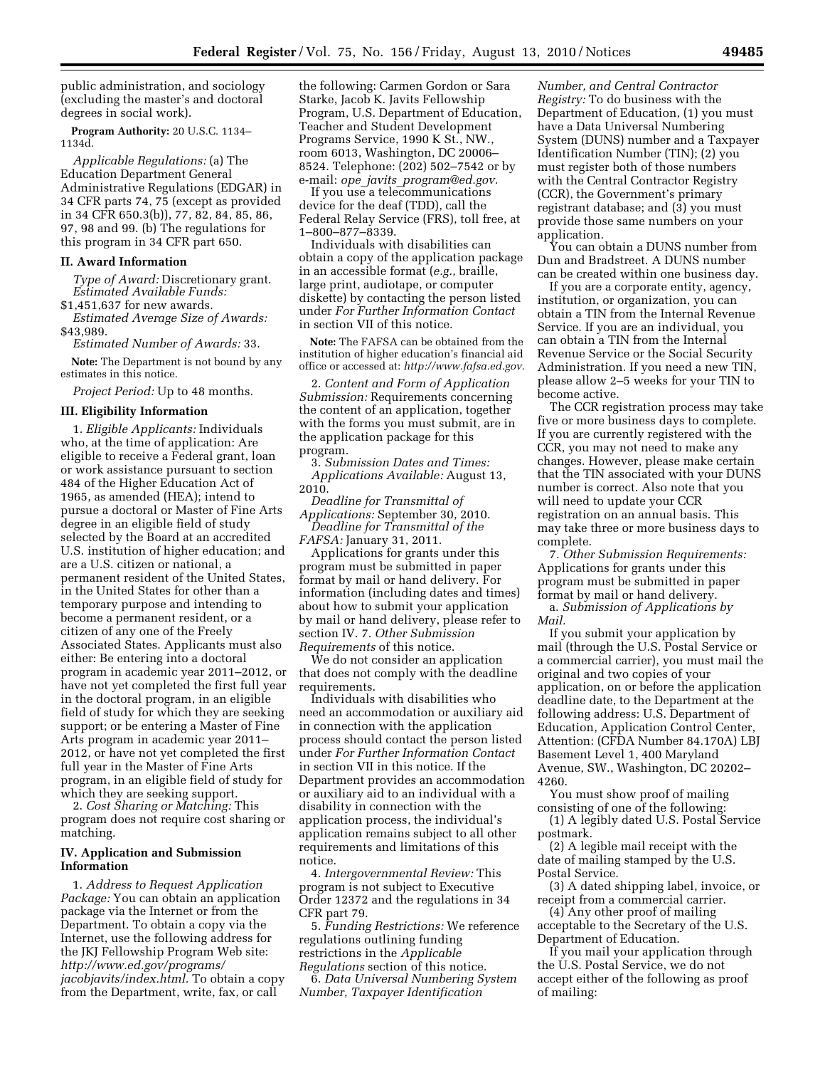public administration, and sociology (excluding the master's and doctoral degrees in social work).

**Program Authority:** 20 U.S.C. 1134–1134d.

*Applicable Regulations:* (a) The Education Department General Administrative Regulations (EDGAR) in 34 CFR parts 74, 75 (except as provided in 34 CFR 650.3(b)), 77, 82, 84, 85, 86, 97, 98 and 99. (b) The regulations for this program in 34 CFR part 650.

## II. Award Information

*Type of Award:* Discretionary grant.

*Estimated Available Funds:* $1,451,637 for new awards.

*Estimated Average Size of Awards:* $43,989.

*Estimated Number of Awards:* 33.

**Note:** The Department is not bound by any estimates in this notice.

*Project Period:* Up to 48 months.

## III. Eligibility Information

1. *Eligible Applicants:* Individuals who, at the time of application: Are eligible to receive a Federal grant, loan or work assistance pursuant to section 484 of the Higher Education Act of 1965, as amended (HEA); intend to pursue a doctoral or Master of Fine Arts degree in an eligible field of study selected by the Board at an accredited U.S. institution of higher education; and are a U.S. citizen or national, a permanent resident of the United States, in the United States for other than a temporary purpose and intending to become a permanent resident, or a citizen of any one of the Freely Associated States. Applicants must also either: Be entering into a doctoral program in academic year 2011–2012, or have not yet completed the first full year in the doctoral program, in an eligible field of study for which they are seeking support; or be entering a Master of Fine Arts program in academic year 2011–2012, or have not yet completed the first full year in the Master of Fine Arts program, in an eligible field of study for which they are seeking support.

2. *Cost Sharing or Matching:* This program does not require cost sharing or matching.

## IV. Application and Submission Information

1. *Address to Request Application Package:* You can obtain an application package via the Internet or from the Department. To obtain a copy via the Internet, use the following address for the JKJ Fellowship Program Web site: *http://www.ed.gov/programs/jacobjavits/index.html.* To obtain a copy from the Department, write, fax, or call the following: Carmen Gordon or Sara Starke, Jacob K. Javits Fellowship Program, U.S. Department of Education, Teacher and Student Development Programs Service, 1990 K St., NW., room 6013, Washington, DC 20006–8524. Telephone: (202) 502–7542 or by e-mail: *ope_javits_program@ed.gov.*

If you use a telecommunications device for the deaf (TDD), call the Federal Relay Service (FRS), toll free, at 1–800–877–8339.

Individuals with disabilities can obtain a copy of the application package in an accessible format (*e.g.,* braille, large print, audiotape, or computer diskette) by contacting the person listed under *For Further Information Contact* in section VII of this notice.

**Note:** The FAFSA can be obtained from the institution of higher education's financial aid office or accessed at: *http://www.fafsa.ed.gov.*

2. *Content and Form of Application Submission:* Requirements concerning the content of an application, together with the forms you must submit, are in the application package for this program.

3. *Submission Dates and Times:* *Applications Available:* August 13, 2010.

*Deadline for Transmittal of Applications:* September 30, 2010.

*Deadline for Transmittal of the FAFSA:* January 31, 2011.

Applications for grants under this program must be submitted in paper format by mail or hand delivery. For information (including dates and times) about how to submit your application by mail or hand delivery, please refer to section IV. 7. *Other Submission Requirements* of this notice.

We do not consider an application that does not comply with the deadline requirements.

Individuals with disabilities who need an accommodation or auxiliary aid in connection with the application process should contact the person listed under *For Further Information Contact* in section VII in this notice. If the Department provides an accommodation or auxiliary aid to an individual with a disability in connection with the application process, the individual's application remains subject to all other requirements and limitations of this notice.

4. *Intergovernmental Review:* This program is not subject to Executive Order 12372 and the regulations in 34 CFR part 79.

5. *Funding Restrictions:* We reference regulations outlining funding restrictions in the *Applicable Regulations* section of this notice.

6. *Data Universal Numbering System Number, Taxpayer Identification Number, and Central Contractor Registry:* To do business with the Department of Education, (1) you must have a Data Universal Numbering System (DUNS) number and a Taxpayer Identification Number (TIN); (2) you must register both of those numbers with the Central Contractor Registry (CCR), the Government's primary registrant database; and (3) you must provide those same numbers on your application.

You can obtain a DUNS number from Dun and Bradstreet. A DUNS number can be created within one business day.

If you are a corporate entity, agency, institution, or organization, you can obtain a TIN from the Internal Revenue Service. If you are an individual, you can obtain a TIN from the Internal Revenue Service or the Social Security Administration. If you need a new TIN, please allow 2–5 weeks for your TIN to become active.

The CCR registration process may take five or more business days to complete. If you are currently registered with the CCR, you may not need to make any changes. However, please make certain that the TIN associated with your DUNS number is correct. Also note that you will need to update your CCR registration on an annual basis. This may take three or more business days to complete.

7. *Other Submission Requirements:* Applications for grants under this program must be submitted in paper format by mail or hand delivery.

a. *Submission of Applications by Mail.*

If you submit your application by mail (through the U.S. Postal Service or a commercial carrier), you must mail the original and two copies of your application, on or before the application deadline date, to the Department at the following address: U.S. Department of Education, Application Control Center, Attention: (CFDA Number 84.170A) LBJ Basement Level 1, 400 Maryland Avenue, SW., Washington, DC 20202–4260.

You must show proof of mailing consisting of one of the following:

(1) A legibly dated U.S. Postal Service postmark.

(2) A legible mail receipt with the date of mailing stamped by the U.S. Postal Service.

(3) A dated shipping label, invoice, or receipt from a commercial carrier.

(4) Any other proof of mailing acceptable to the Secretary of the U.S. Department of Education.

If you mail your application through the U.S. Postal Service, we do not accept either of the following as proof of mailing: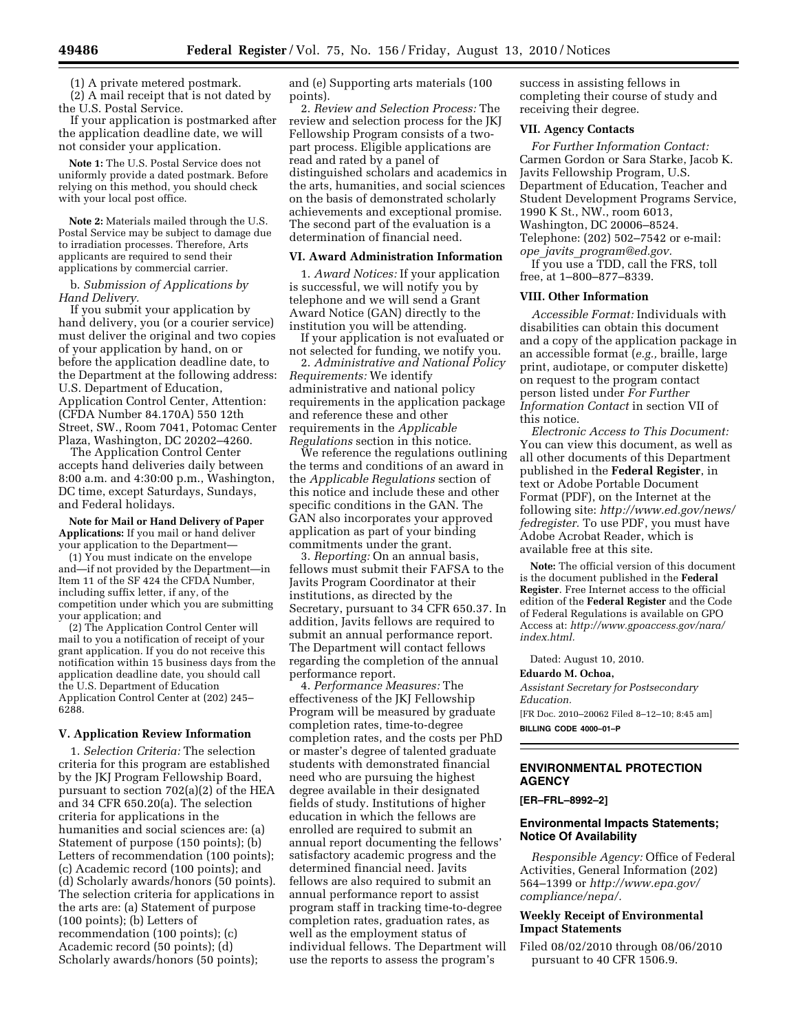(1) A private metered postmark.

(2) A mail receipt that is not dated by the U.S. Postal Service.

If your application is postmarked after the application deadline date, we will not consider your application.

**Note 1:** The U.S. Postal Service does not uniformly provide a dated postmark. Before relying on this method, you should check with your local post office.

**Note 2:** Materials mailed through the U.S. Postal Service may be subject to damage due to irradiation processes. Therefore, Arts applicants are required to send their applications by commercial carrier.

b. *Submission of Applications by Hand Delivery.*

If you submit your application by hand delivery, you (or a courier service) must deliver the original and two copies of your application by hand, on or before the application deadline date, to the Department at the following address: U.S. Department of Education, Application Control Center, Attention: (CFDA Number 84.170A) 550 12th Street, SW., Room 7041, Potomac Center Plaza, Washington, DC 20202–4260.

The Application Control Center accepts hand deliveries daily between 8:00 a.m. and 4:30:00 p.m., Washington, DC time, except Saturdays, Sundays, and Federal holidays.

**Note for Mail or Hand Delivery of Paper Applications:** If you mail or hand deliver your application to the Department—

(1) You must indicate on the envelope and—if not provided by the Department—in Item 11 of the SF 424 the CFDA Number, including suffix letter, if any, of the competition under which you are submitting your application; and

(2) The Application Control Center will mail to you a notification of receipt of your grant application. If you do not receive this notification within 15 business days from the application deadline date, you should call the U.S. Department of Education Application Control Center at (202) 245–6288.

### V. Application Review Information

1. *Selection Criteria:* The selection criteria for this program are established by the JKJ Program Fellowship Board, pursuant to section 702(a)(2) of the HEA and 34 CFR 650.20(a). The selection criteria for applications in the humanities and social sciences are: (a) Statement of purpose (150 points); (b) Letters of recommendation (100 points); (c) Academic record (100 points); and (d) Scholarly awards/honors (50 points). The selection criteria for applications in the arts are: (a) Statement of purpose (100 points); (b) Letters of recommendation (100 points); (c) Academic record (50 points); (d) Scholarly awards/honors (50 points); and (e) Supporting arts materials (100 points).

2. *Review and Selection Process:* The review and selection process for the JKJ Fellowship Program consists of a two-part process. Eligible applications are read and rated by a panel of distinguished scholars and academics in the arts, humanities, and social sciences on the basis of demonstrated scholarly achievements and exceptional promise. The second part of the evaluation is a determination of financial need.

### VI. Award Administration Information

1. *Award Notices:* If your application is successful, we will notify you by telephone and we will send a Grant Award Notice (GAN) directly to the institution you will be attending.

If your application is not evaluated or not selected for funding, we notify you.

2. *Administrative and National Policy Requirements:* We identify administrative and national policy requirements in the application package and reference these and other requirements in the *Applicable Regulations* section in this notice.

We reference the regulations outlining the terms and conditions of an award in the *Applicable Regulations* section of this notice and include these and other specific conditions in the GAN. The GAN also incorporates your approved application as part of your binding commitments under the grant.

3. *Reporting:* On an annual basis, fellows must submit their FAFSA to the Javits Program Coordinator at their institutions, as directed by the Secretary, pursuant to 34 CFR 650.37. In addition, Javits fellows are required to submit an annual performance report. The Department will contact fellows regarding the completion of the annual performance report.

4. *Performance Measures:* The effectiveness of the JKJ Fellowship Program will be measured by graduate completion rates, time-to-degree completion rates, and the costs per PhD or master's degree of talented graduate students with demonstrated financial need who are pursuing the highest degree available in their designated fields of study. Institutions of higher education in which the fellows are enrolled are required to submit an annual report documenting the fellows' satisfactory academic progress and the determined financial need. Javits fellows are also required to submit an annual performance report to assist program staff in tracking time-to-degree completion rates, graduation rates, as well as the employment status of individual fellows. The Department will use the reports to assess the program's success in assisting fellows in completing their course of study and receiving their degree.

### VII. Agency Contacts

*For Further Information Contact:* Carmen Gordon or Sara Starke, Jacob K. Javits Fellowship Program, U.S. Department of Education, Teacher and Student Development Programs Service, 1990 K St., NW., room 6013, Washington, DC 20006–8524. Telephone: (202) 502–7542 or e-mail: *ope_javits_program@ed.gov.*

If you use a TDD, call the FRS, toll free, at 1–800–877–8339.

### VIII. Other Information

*Accessible Format:* Individuals with disabilities can obtain this document and a copy of the application package in an accessible format (*e.g.,* braille, large print, audiotape, or computer diskette) on request to the program contact person listed under *For Further Information Contact* in section VII of this notice.

*Electronic Access to This Document:* You can view this document, as well as all other documents of this Department published in the **Federal Register**, in text or Adobe Portable Document Format (PDF), on the Internet at the following site: *http://www.ed.gov/news/fedregister.* To use PDF, you must have Adobe Acrobat Reader, which is available free at this site.

**Note:** The official version of this document is the document published in the **Federal Register**. Free Internet access to the official edition of the **Federal Register** and the Code of Federal Regulations is available on GPO Access at: *http://www.gpoaccess.gov/nara/index.html.*

Dated: August 10, 2010.

**Eduardo M. Ochoa,**

*Assistant Secretary for Postsecondary Education.*

[FR Doc. 2010–20062 Filed 8–12–10; 8:45 am]

**BILLING CODE 4000–01–P**

## ENVIRONMENTAL PROTECTION AGENCY

**[ER–FRL–8992–2]**

### Environmental Impacts Statements; Notice Of Availability

*Responsible Agency:* Office of Federal Activities, General Information (202) 564–1399 or *http://www.epa.gov/compliance/nepa/.*

### Weekly Receipt of Environmental Impact Statements

Filed 08/02/2010 through 08/06/2010 pursuant to 40 CFR 1506.9.